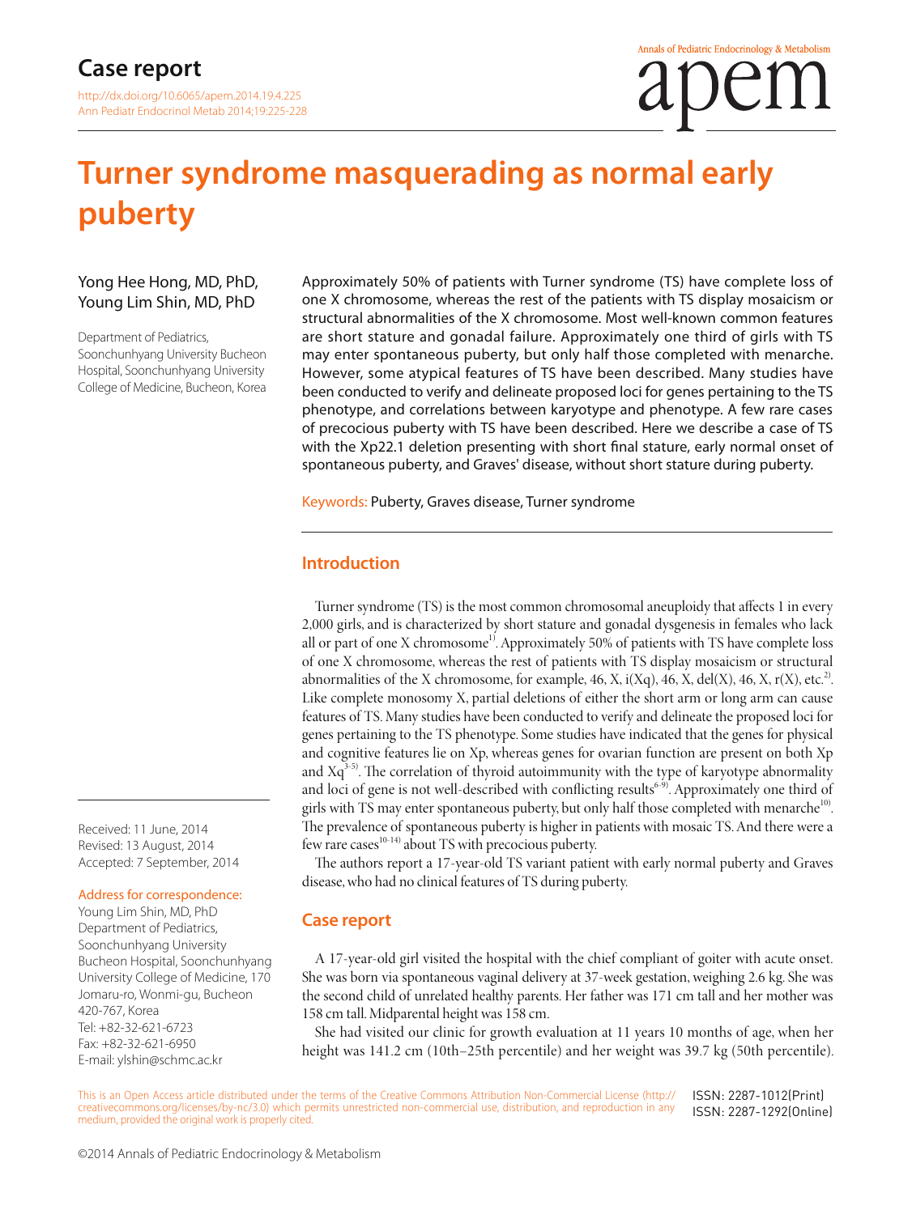# Case report

http://dx.doi.org/10.6065/apem.2014.19.4.225
Ann Pediatr Endocrinol Metab 2014;19:225-228

# Turner syndrome masquerading as normal early puberty

Yong Hee Hong, MD, PhD, Young Lim Shin, MD, PhD

Department of Pediatrics, Soonchunhyang University Bucheon Hospital, Soonchunhyang University College of Medicine, Bucheon, Korea

Approximately 50% of patients with Turner syndrome (TS) have complete loss of one X chromosome, whereas the rest of the patients with TS display mosaicism or structural abnormalities of the X chromosome. Most well-known common features are short stature and gonadal failure. Approximately one third of girls with TS may enter spontaneous puberty, but only half those completed with menarche. However, some atypical features of TS have been described. Many studies have been conducted to verify and delineate proposed loci for genes pertaining to the TS phenotype, and correlations between karyotype and phenotype. A few rare cases of precocious puberty with TS have been described. Here we describe a case of TS with the Xp22.1 deletion presenting with short final stature, early normal onset of spontaneous puberty, and Graves' disease, without short stature during puberty.

Keywords: Puberty, Graves disease, Turner syndrome

## Introduction

Turner syndrome (TS) is the most common chromosomal aneuploidy that affects 1 in every 2,000 girls, and is characterized by short stature and gonadal dysgenesis in females who lack all or part of one X chromosome[1]. Approximately 50% of patients with TS have complete loss of one X chromosome, whereas the rest of patients with TS display mosaicism or structural abnormalities of the X chromosome, for example, 46, X, i(Xq), 46, X, del(X), 46, X, r(X), etc.[2]. Like complete monosomy X, partial deletions of either the short arm or long arm can cause features of TS. Many studies have been conducted to verify and delineate the proposed loci for genes pertaining to the TS phenotype. Some studies have indicated that the genes for physical and cognitive features lie on Xp, whereas genes for ovarian function are present on both Xp and Xq[3-5]. The correlation of thyroid autoimmunity with the type of karyotype abnormality and loci of gene is not well-described with conflicting results[6-9]. Approximately one third of girls with TS may enter spontaneous puberty, but only half those completed with menarche[10]. The prevalence of spontaneous puberty is higher in patients with mosaic TS. And there were a few rare cases[10-14] about TS with precocious puberty.

The authors report a 17-year-old TS variant patient with early normal puberty and Graves disease, who had no clinical features of TS during puberty.

## Case report

A 17-year-old girl visited the hospital with the chief compliant of goiter with acute onset. She was born via spontaneous vaginal delivery at 37-week gestation, weighing 2.6 kg. She was the second child of unrelated healthy parents. Her father was 171 cm tall and her mother was 158 cm tall. Midparental height was 158 cm.

She had visited our clinic for growth evaluation at 11 years 10 months of age, when her height was 141.2 cm (10th–25th percentile) and her weight was 39.7 kg (50th percentile).

Received: 11 June, 2014
Revised: 13 August, 2014
Accepted: 7 September, 2014

Address for correspondence:
Young Lim Shin, MD, PhD
Department of Pediatrics, Soonchunhyang University Bucheon Hospital, Soonchunhyang University College of Medicine, 170 Jomaru-ro, Wonmi-gu, Bucheon 420-767, Korea
Tel: +82-32-621-6723
Fax: +82-32-621-6950
E-mail: ylshin@schmc.ac.kr

This is an Open Access article distributed under the terms of the Creative Commons Attribution Non-Commercial License (http://creativecommons.org/licenses/by-nc/3.0) which permits unrestricted non-commercial use, distribution, and reproduction in any medium, provided the original work is properly cited.

ISSN: 2287-1012(Print)
ISSN: 2287-1292(Online)

©2014 Annals of Pediatric Endocrinology & Metabolism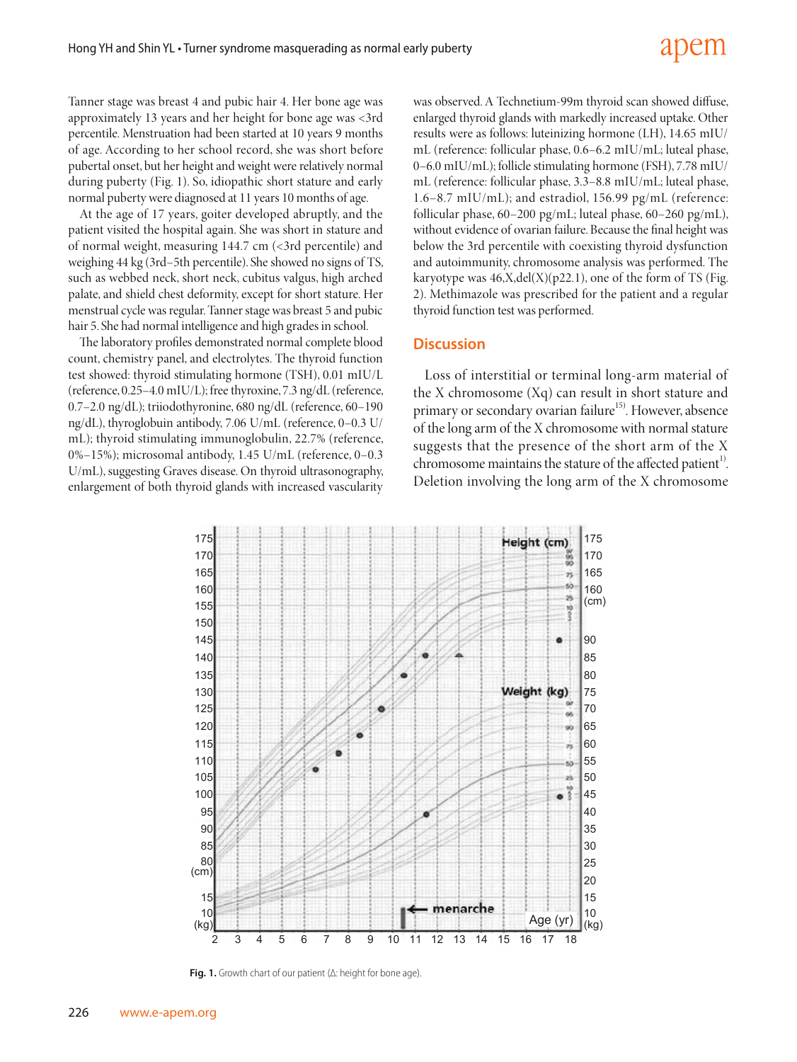Tanner stage was breast 4 and pubic hair 4. Her bone age was approximately 13 years and her height for bone age was <3rd percentile. Menstruation had been started at 10 years 9 months of age. According to her school record, she was short before pubertal onset, but her height and weight were relatively normal during puberty (Fig. 1). So, idiopathic short stature and early normal puberty were diagnosed at 11 years 10 months of age.

At the age of 17 years, goiter developed abruptly, and the patient visited the hospital again. She was short in stature and of normal weight, measuring 144.7 cm (<3rd percentile) and weighing 44 kg (3rd–5th percentile). She showed no signs of TS, such as webbed neck, short neck, cubitus valgus, high arched palate, and shield chest deformity, except for short stature. Her menstrual cycle was regular. Tanner stage was breast 5 and pubic hair 5. She had normal intelligence and high grades in school.

The laboratory profiles demonstrated normal complete blood count, chemistry panel, and electrolytes. The thyroid function test showed: thyroid stimulating hormone (TSH), 0.01 mIU/L (reference, 0.25–4.0 mIU/L); free thyroxine, 7.3 ng/dL (reference, 0.7–2.0 ng/dL); triiodothyronine, 680 ng/dL (reference, 60–190 ng/dL), thyroglobuin antibody, 7.06 U/mL (reference, 0–0.3 U/mL); thyroid stimulating immunoglobulin, 22.7% (reference, 0%–15%); microsomal antibody, 1.45 U/mL (reference, 0–0.3 U/mL), suggesting Graves disease. On thyroid ultrasonography, enlargement of both thyroid glands with increased vascularity was observed. A Technetium-99m thyroid scan showed diffuse, enlarged thyroid glands with markedly increased uptake. Other results were as follows: luteinizing hormone (LH), 14.65 mIU/mL (reference: follicular phase, 0.6–6.2 mIU/mL; luteal phase, 0–6.0 mIU/mL); follicle stimulating hormone (FSH), 7.78 mIU/mL (reference: follicular phase, 3.3–8.8 mIU/mL; luteal phase, 1.6–8.7 mIU/mL); and estradiol, 156.99 pg/mL (reference: follicular phase, 60–200 pg/mL; luteal phase, 60–260 pg/mL), without evidence of ovarian failure. Because the final height was below the 3rd percentile with coexisting thyroid dysfunction and autoimmunity, chromosome analysis was performed. The karyotype was 46,X,del(X)(p22.1), one of the form of TS (Fig. 2). Methimazole was prescribed for the patient and a regular thyroid function test was performed.

## Discussion

Loss of interstitial or terminal long-arm material of the X chromosome (Xq) can result in short stature and primary or secondary ovarian failure[15]. However, absence of the long arm of the X chromosome with normal stature suggests that the presence of the short arm of the X chromosome maintains the stature of the affected patient[1]. Deletion involving the long arm of the X chromosome

Height (cm)
Weight (kg)
menarche
Age (yr)
175 170 165 160 155 150 145 140 135 130 125 120 115 110 105 100 95 90 85 80 (cm)
15 10 (kg)
2 3 4 5 6 7 8 9 10 11 12 13 14 15 16 17 18
90 85 80 75 70 65 60 55 50 45 40 35 30 25 20 15 10 (kg)

**Fig. 1.** Growth chart of our patient (Δ: height for bone age).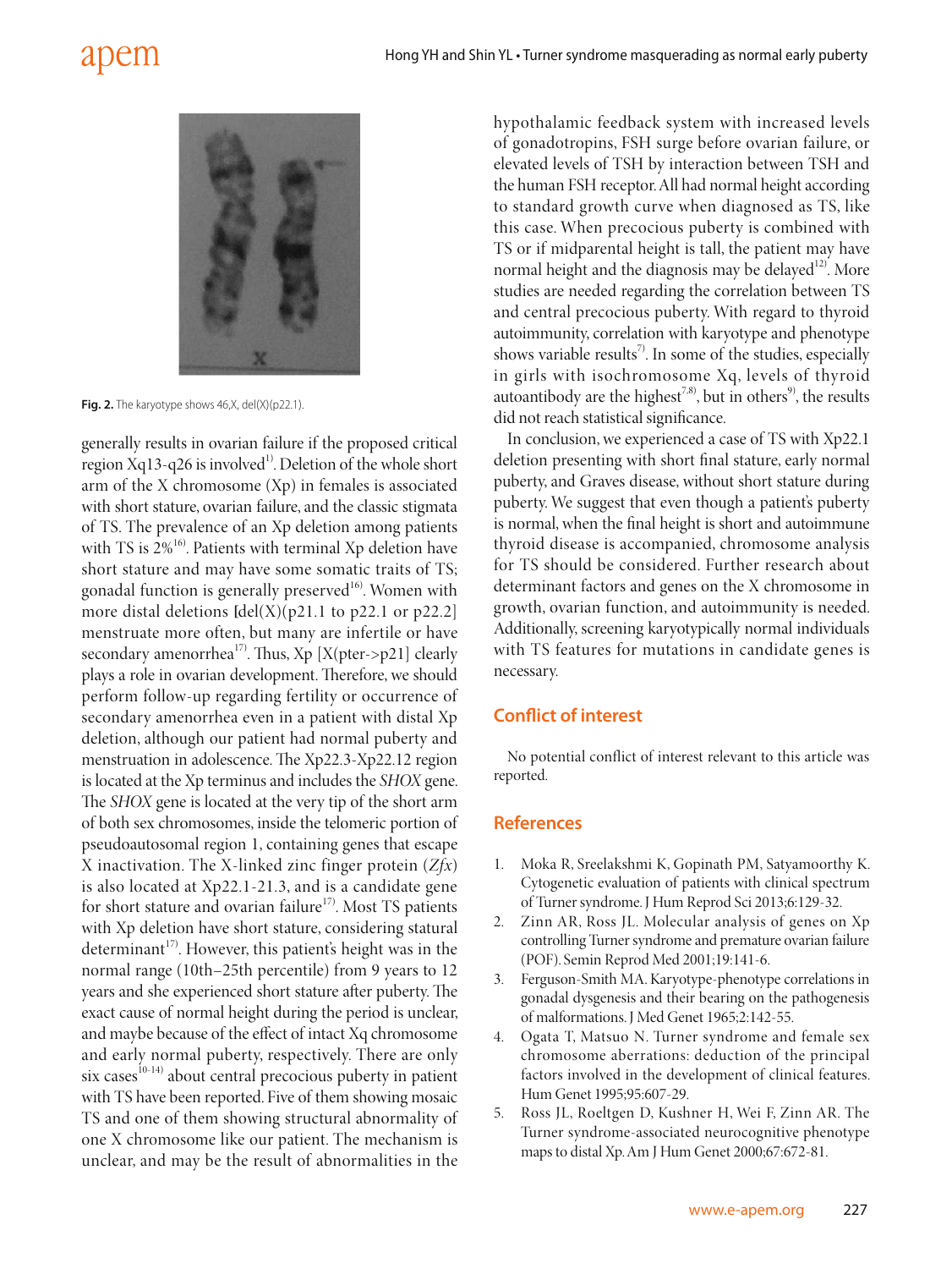Fig. 2. The karyotype shows 46,X, del(X)(p22.1).

generally results in ovarian failure if the proposed critical region Xq13-q26 is involved[1]. Deletion of the whole short arm of the X chromosome (Xp) in females is associated with short stature, ovarian failure, and the classic stigmata of TS. The prevalence of an Xp deletion among patients with TS is 2%[16]. Patients with terminal Xp deletion have short stature and may have some somatic traits of TS; gonadal function is generally preserved[16]. Women with more distal deletions [del(X)(p21.1 to p22.1 or p22.2] menstruate more often, but many are infertile or have secondary amenorrhea[17]. Thus, Xp [X(pter->p21] clearly plays a role in ovarian development. Therefore, we should perform follow-up regarding fertility or occurrence of secondary amenorrhea even in a patient with distal Xp deletion, although our patient had normal puberty and menstruation in adolescence. The Xp22.3-Xp22.12 region is located at the Xp terminus and includes the *SHOX* gene. The *SHOX* gene is located at the very tip of the short arm of both sex chromosomes, inside the telomeric portion of pseudoautosomal region 1, containing genes that escape X inactivation. The X-linked zinc finger protein (*Zfx*) is also located at Xp22.1-21.3, and is a candidate gene for short stature and ovarian failure[17]. Most TS patients with Xp deletion have short stature, considering statural determinant[17]. However, this patient's height was in the normal range (10th–25th percentile) from 9 years to 12 years and she experienced short stature after puberty. The exact cause of normal height during the period is unclear, and maybe because of the effect of intact Xq chromosome and early normal puberty, respectively. There are only six cases[10-14] about central precocious puberty in patient with TS have been reported. Five of them showing mosaic TS and one of them showing structural abnormality of one X chromosome like our patient. The mechanism is unclear, and may be the result of abnormalities in the hypothalamic feedback system with increased levels of gonadotropins, FSH surge before ovarian failure, or elevated levels of TSH by interaction between TSH and the human FSH receptor. All had normal height according to standard growth curve when diagnosed as TS, like this case. When precocious puberty is combined with TS or if midparental height is tall, the patient may have normal height and the diagnosis may be delayed[12]. More studies are needed regarding the correlation between TS and central precocious puberty. With regard to thyroid autoimmunity, correlation with karyotype and phenotype shows variable results[7]. In some of the studies, especially in girls with isochromosome Xq, levels of thyroid autoantibody are the highest[7,8], but in others[9], the results did not reach statistical significance.

In conclusion, we experienced a case of TS with Xp22.1 deletion presenting with short final stature, early normal puberty, and Graves disease, without short stature during puberty. We suggest that even though a patient's puberty is normal, when the final height is short and autoimmune thyroid disease is accompanied, chromosome analysis for TS should be considered. Further research about determinant factors and genes on the X chromosome in growth, ovarian function, and autoimmunity is needed. Additionally, screening karyotypically normal individuals with TS features for mutations in candidate genes is necessary.

## Conflict of interest

No potential conflict of interest relevant to this article was reported.

## References

1. Moka R, Sreelakshmi K, Gopinath PM, Satyamoorthy K. Cytogenetic evaluation of patients with clinical spectrum of Turner syndrome. J Hum Reprod Sci 2013;6:129-32.
2. Zinn AR, Ross JL. Molecular analysis of genes on Xp controlling Turner syndrome and premature ovarian failure (POF). Semin Reprod Med 2001;19:141-6.
3. Ferguson-Smith MA. Karyotype-phenotype correlations in gonadal dysgenesis and their bearing on the pathogenesis of malformations. J Med Genet 1965;2:142-55.
4. Ogata T, Matsuo N. Turner syndrome and female sex chromosome aberrations: deduction of the principal factors involved in the development of clinical features. Hum Genet 1995;95:607-29.
5. Ross JL, Roeltgen D, Kushner H, Wei F, Zinn AR. The Turner syndrome-associated neurocognitive phenotype maps to distal Xp. Am J Hum Genet 2000;67:672-81.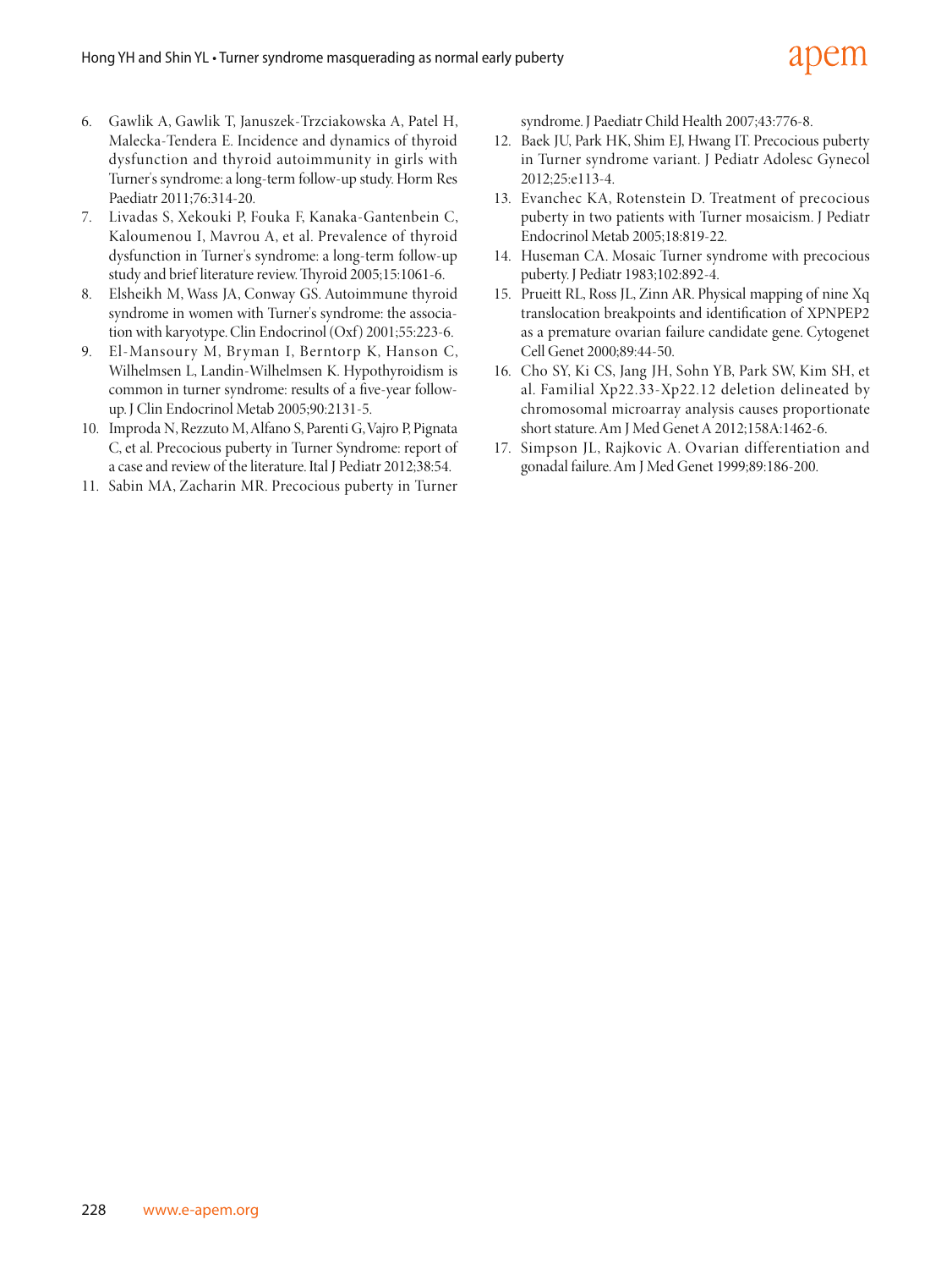6. Gawlik A, Gawlik T, Januszek-Trzciakowska A, Patel H, Malecka-Tendera E. Incidence and dynamics of thyroid dysfunction and thyroid autoimmunity in girls with Turner's syndrome: a long-term follow-up study. Horm Res Paediatr 2011;76:314-20.
7. Livadas S, Xekouki P, Fouka F, Kanaka-Gantenbein C, Kaloumenou I, Mavrou A, et al. Prevalence of thyroid dysfunction in Turner's syndrome: a long-term follow-up study and brief literature review. Thyroid 2005;15:1061-6.
8. Elsheikh M, Wass JA, Conway GS. Autoimmune thyroid syndrome in women with Turner's syndrome: the association with karyotype. Clin Endocrinol (Oxf) 2001;55:223-6.
9. El-Mansoury M, Bryman I, Berntorp K, Hanson C, Wilhelmsen L, Landin-Wilhelmsen K. Hypothyroidism is common in turner syndrome: results of a five-year follow-up. J Clin Endocrinol Metab 2005;90:2131-5.
10. Improda N, Rezzuto M, Alfano S, Parenti G, Vajro P, Pignata C, et al. Precocious puberty in Turner Syndrome: report of a case and review of the literature. Ital J Pediatr 2012;38:54.
11. Sabin MA, Zacharin MR. Precocious puberty in Turner syndrome. J Paediatr Child Health 2007;43:776-8.
12. Baek JU, Park HK, Shim EJ, Hwang IT. Precocious puberty in Turner syndrome variant. J Pediatr Adolesc Gynecol 2012;25:e113-4.
13. Evanchec KA, Rotenstein D. Treatment of precocious puberty in two patients with Turner mosaicism. J Pediatr Endocrinol Metab 2005;18:819-22.
14. Huseman CA. Mosaic Turner syndrome with precocious puberty. J Pediatr 1983;102:892-4.
15. Prueitt RL, Ross JL, Zinn AR. Physical mapping of nine Xq translocation breakpoints and identification of XPNPEP2 as a premature ovarian failure candidate gene. Cytogenet Cell Genet 2000;89:44-50.
16. Cho SY, Ki CS, Jang JH, Sohn YB, Park SW, Kim SH, et al. Familial Xp22.33-Xp22.12 deletion delineated by chromosomal microarray analysis causes proportionate short stature. Am J Med Genet A 2012;158A:1462-6.
17. Simpson JL, Rajkovic A. Ovarian differentiation and gonadal failure. Am J Med Genet 1999;89:186-200.